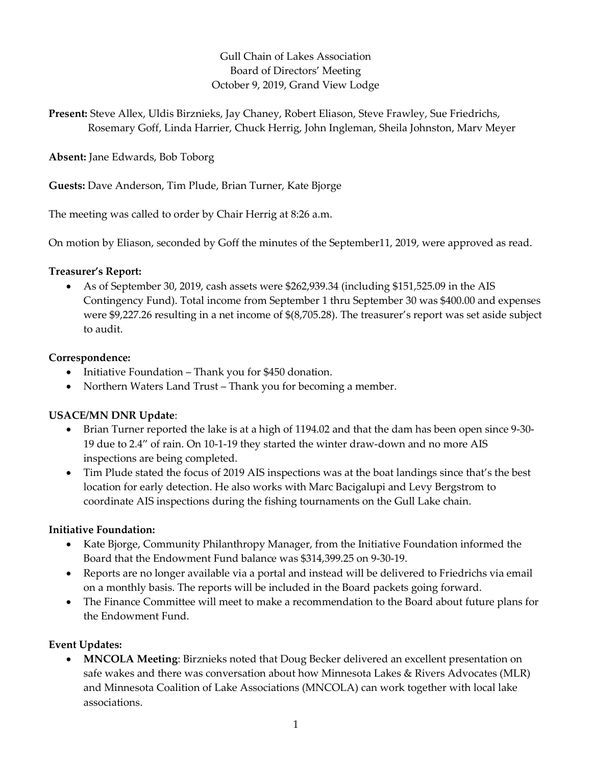Gull Chain of Lakes Association
Board of Directors' Meeting
October 9, 2019, Grand View Lodge

**Present:** Steve Allex, Uldis Birznieks, Jay Chaney, Robert Eliason, Steve Frawley, Sue Friedrichs, Rosemary Goff, Linda Harrier, Chuck Herrig, John Ingleman, Sheila Johnston, Marv Meyer

**Absent:** Jane Edwards, Bob Toborg

**Guests:** Dave Anderson, Tim Plude, Brian Turner, Kate Bjorge

The meeting was called to order by Chair Herrig at 8:26 a.m.

On motion by Eliason, seconded by Goff the minutes of the September11, 2019, were approved as read.

**Treasurer's Report:**

- As of September 30, 2019, cash assets were $262,939.34 (including $151,525.09 in the AIS Contingency Fund). Total income from September 1 thru September 30 was $400.00 and expenses were $9,227.26 resulting in a net income of $(8,705.28). The treasurer's report was set aside subject to audit.

**Correspondence:**

- Initiative Foundation – Thank you for $450 donation.
- Northern Waters Land Trust – Thank you for becoming a member.

**USACE/MN DNR Update**:

- Brian Turner reported the lake is at a high of 1194.02 and that the dam has been open since 9-30-19 due to 2.4" of rain. On 10-1-19 they started the winter draw-down and no more AIS inspections are being completed.
- Tim Plude stated the focus of 2019 AIS inspections was at the boat landings since that's the best location for early detection. He also works with Marc Bacigalupi and Levy Bergstrom to coordinate AIS inspections during the fishing tournaments on the Gull Lake chain.

**Initiative Foundation:**

- Kate Bjorge, Community Philanthropy Manager, from the Initiative Foundation informed the Board that the Endowment Fund balance was $314,399.25 on 9-30-19.
- Reports are no longer available via a portal and instead will be delivered to Friedrichs via email on a monthly basis. The reports will be included in the Board packets going forward.
- The Finance Committee will meet to make a recommendation to the Board about future plans for the Endowment Fund.

**Event Updates:**

- **MNCOLA Meeting**: Birznieks noted that Doug Becker delivered an excellent presentation on safe wakes and there was conversation about how Minnesota Lakes & Rivers Advocates (MLR) and Minnesota Coalition of Lake Associations (MNCOLA) can work together with local lake associations.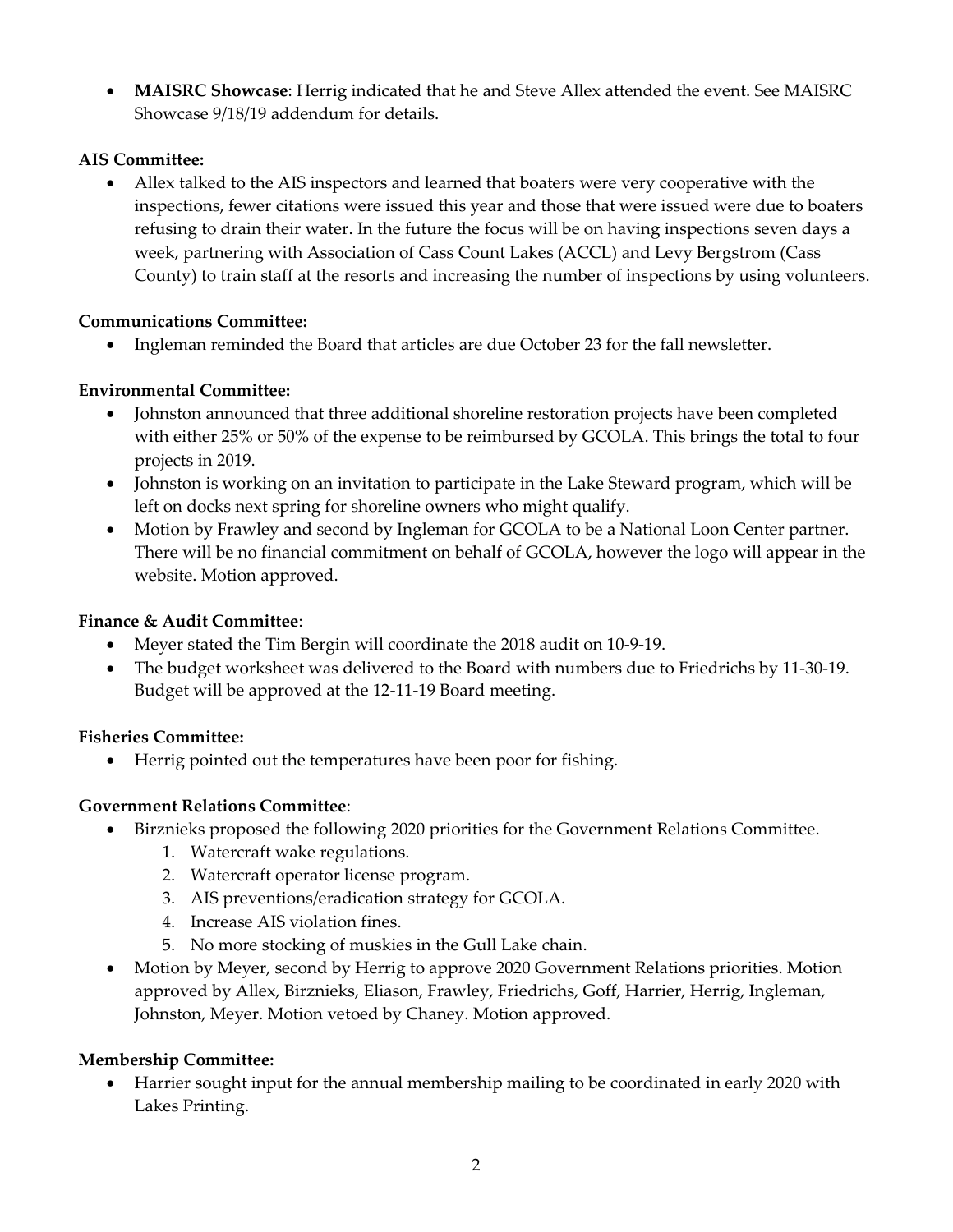- **MAISRC Showcase**: Herrig indicated that he and Steve Allex attended the event. See MAISRC Showcase 9/18/19 addendum for details.

**AIS Committee:**

- Allex talked to the AIS inspectors and learned that boaters were very cooperative with the inspections, fewer citations were issued this year and those that were issued were due to boaters refusing to drain their water. In the future the focus will be on having inspections seven days a week, partnering with Association of Cass Count Lakes (ACCL) and Levy Bergstrom (Cass County) to train staff at the resorts and increasing the number of inspections by using volunteers.

**Communications Committee:**

- Ingleman reminded the Board that articles are due October 23 for the fall newsletter.

**Environmental Committee:**

- Johnston announced that three additional shoreline restoration projects have been completed with either 25% or 50% of the expense to be reimbursed by GCOLA. This brings the total to four projects in 2019.
- Johnston is working on an invitation to participate in the Lake Steward program, which will be left on docks next spring for shoreline owners who might qualify.
- Motion by Frawley and second by Ingleman for GCOLA to be a National Loon Center partner. There will be no financial commitment on behalf of GCOLA, however the logo will appear in the website. Motion approved.

**Finance & Audit Committee**:

- Meyer stated the Tim Bergin will coordinate the 2018 audit on 10-9-19.
- The budget worksheet was delivered to the Board with numbers due to Friedrichs by 11-30-19. Budget will be approved at the 12-11-19 Board meeting.

**Fisheries Committee:**

- Herrig pointed out the temperatures have been poor for fishing.

**Government Relations Committee**:

- Birznieks proposed the following 2020 priorities for the Government Relations Committee.
  1. Watercraft wake regulations.
  2. Watercraft operator license program.
  3. AIS preventions/eradication strategy for GCOLA.
  4. Increase AIS violation fines.
  5. No more stocking of muskies in the Gull Lake chain.
- Motion by Meyer, second by Herrig to approve 2020 Government Relations priorities. Motion approved by Allex, Birznieks, Eliason, Frawley, Friedrichs, Goff, Harrier, Herrig, Ingleman, Johnston, Meyer. Motion vetoed by Chaney. Motion approved.

**Membership Committee:**

- Harrier sought input for the annual membership mailing to be coordinated in early 2020 with Lakes Printing.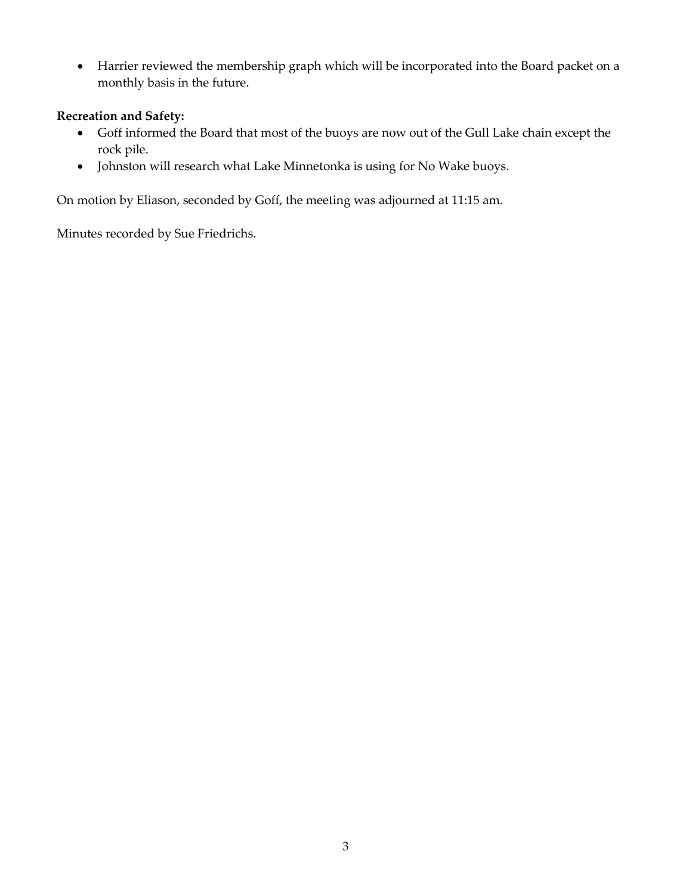- Harrier reviewed the membership graph which will be incorporated into the Board packet on a monthly basis in the future.

**Recreation and Safety:**

- Goff informed the Board that most of the buoys are now out of the Gull Lake chain except the rock pile.
- Johnston will research what Lake Minnetonka is using for No Wake buoys.

On motion by Eliason, seconded by Goff, the meeting was adjourned at 11:15 am.

Minutes recorded by Sue Friedrichs.